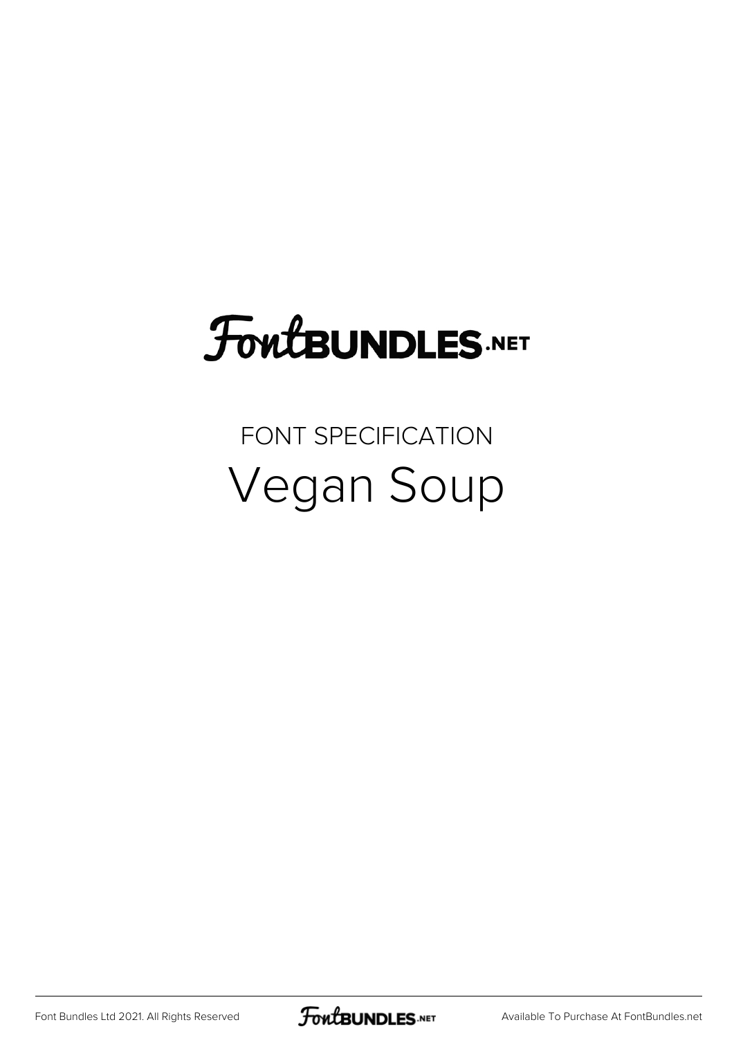FontBUNDLES.NET

FONT SPECIFICATION

# Vegan Soup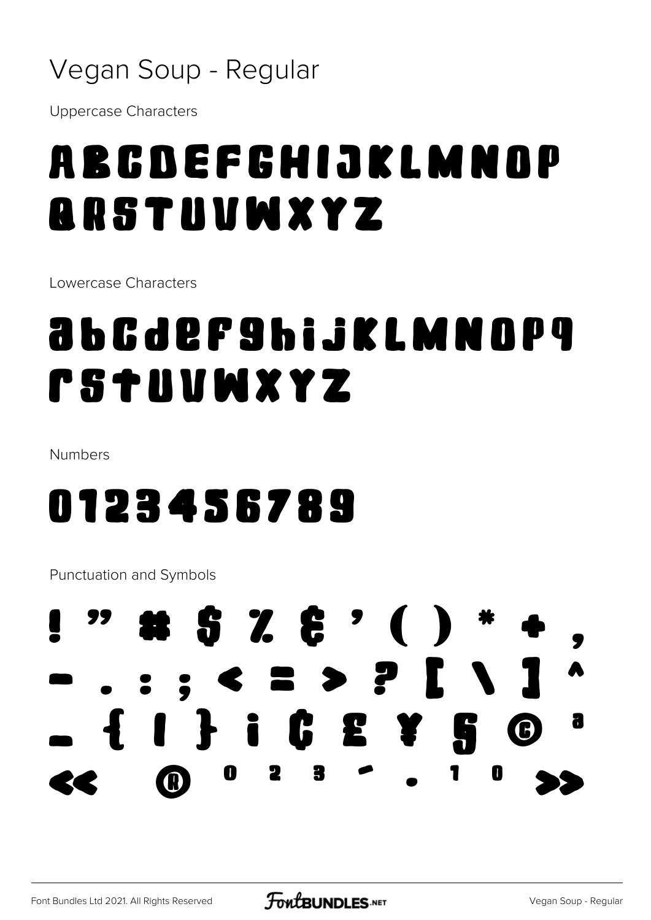# Vegan Soup - Regular

Uppercase Characters

ABCDEFGHIJKLMNOP
QRSTUVWXYZ

Lowercase Characters

abcdefghijklmnopq
rstuvwxyz

Numbers

0123456789

Punctuation and Symbols

! " # $ % & ' ( ) * + ,
- . : ; < = > ? [ \ ] ^
_ { | } ¡ ¢ £ ¥ § © ª
« ® ° ² ³ ´ · ¹ º »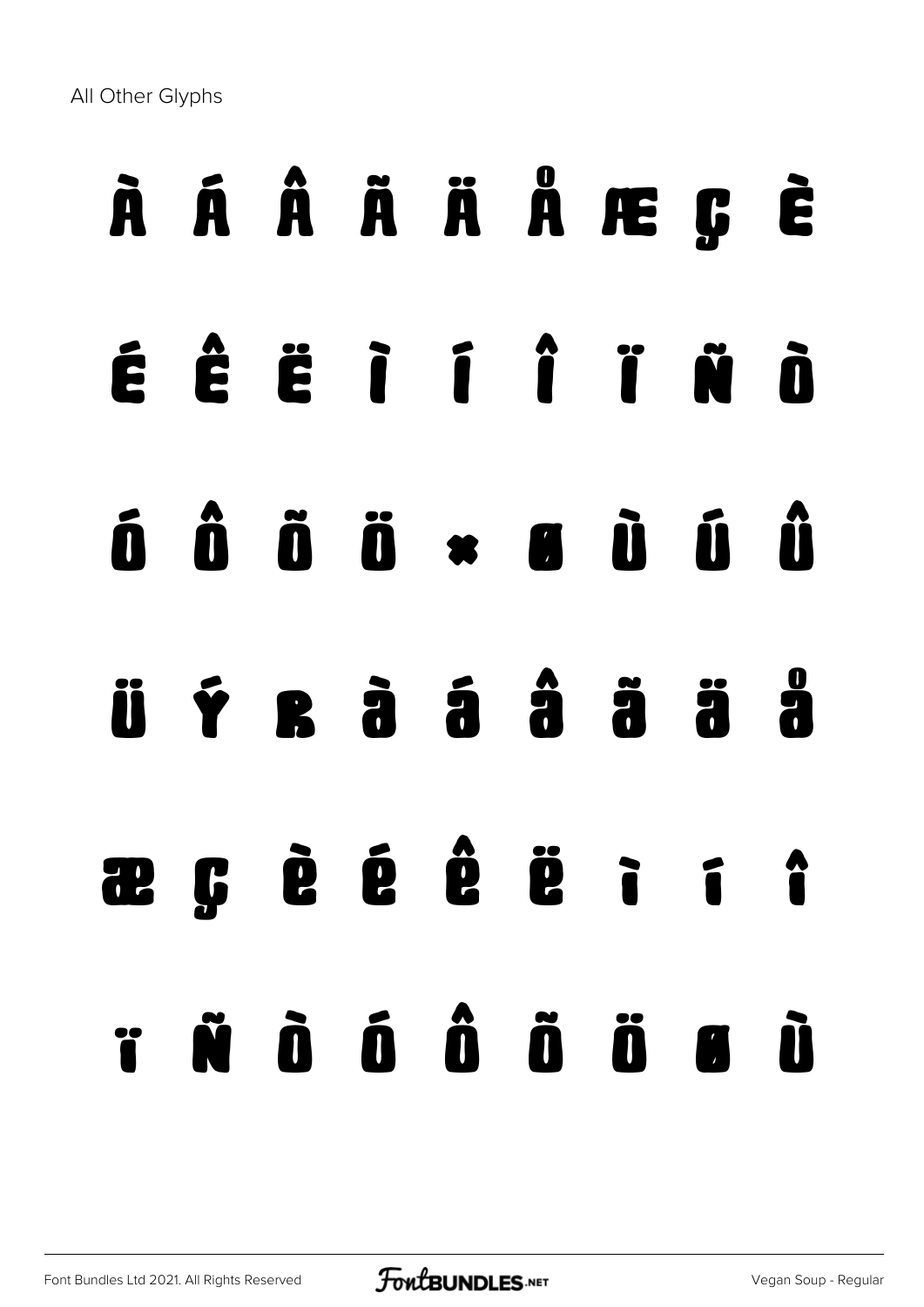All Other Glyphs

À Á Â Ã Ä Å Æ Ç È

É Ê Ë Ì Í Î Ï Ñ Ò

Ó Ô Õ Ö × Ø Ù Ú Û

Ü Ý Þ à á â ã ä å

æ ç è é ê ë ì í î

ï ñ ò ó ô õ ö ø ù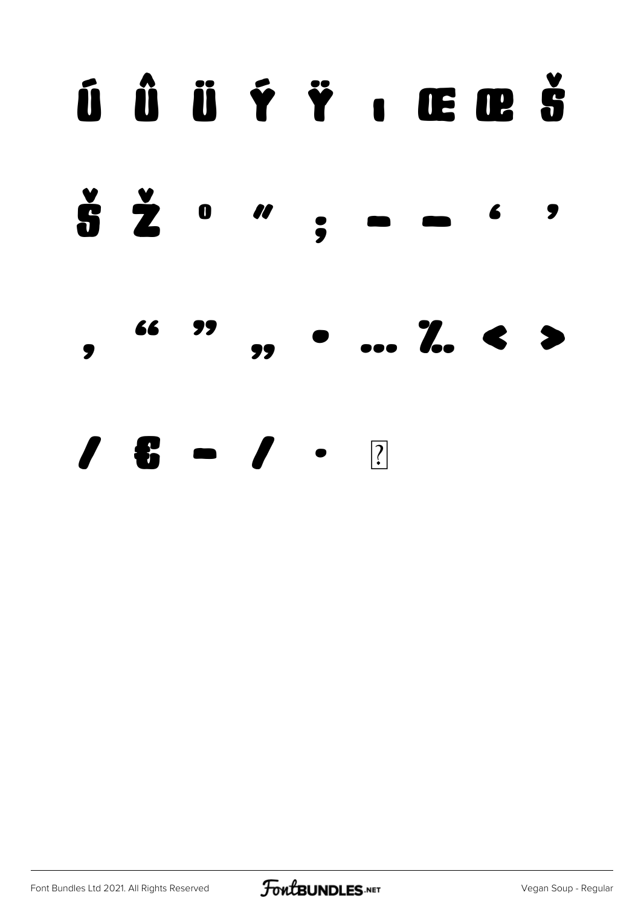Ú Û Ü Ý Ÿ ı Œ œ Š

š Ž ˚ ˝ ; – — ‘ ’

‚ “ ” „ • … ‰ ‹ ›

⁄ € − ∕ · ?